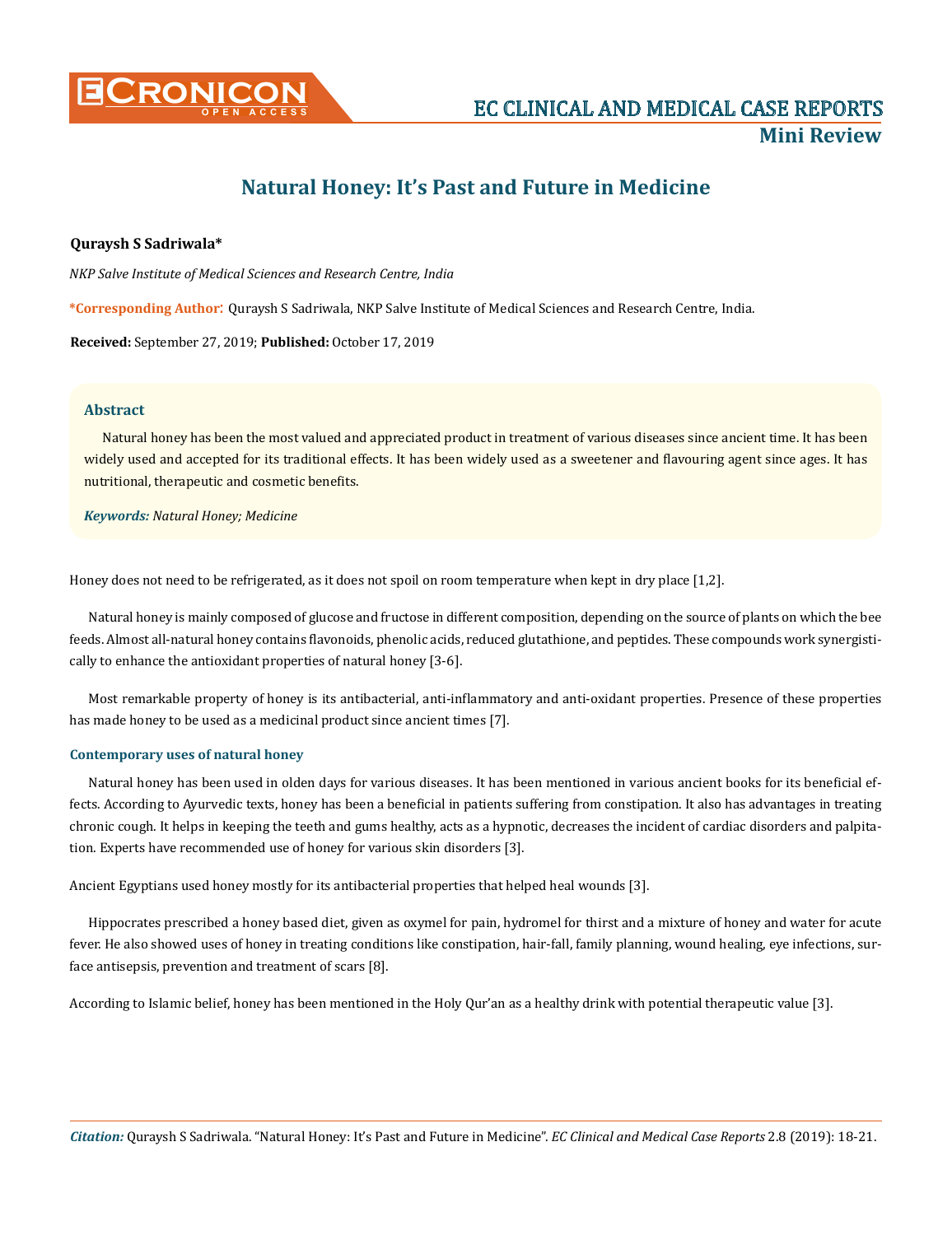# Natural Honey: It's Past and Future in Medicine

**Quraysh S Sadriwala***

*NKP Salve Institute of Medical Sciences and Research Centre, India*

***Corresponding Author**: Quraysh S Sadriwala, NKP Salve Institute of Medical Sciences and Research Centre, India.

**Received:** September 27, 2019; **Published:** October 17, 2019

## Abstract

Natural honey has been the most valued and appreciated product in treatment of various diseases since ancient time. It has been widely used and accepted for its traditional effects. It has been widely used as a sweetener and flavouring agent since ages. It has nutritional, therapeutic and cosmetic benefits.

***Keywords:*** *Natural Honey; Medicine*

Honey does not need to be refrigerated, as it does not spoil on room temperature when kept in dry place [1,2].

Natural honey is mainly composed of glucose and fructose in different composition, depending on the source of plants on which the bee feeds. Almost all-natural honey contains flavonoids, phenolic acids, reduced glutathione, and peptides. These compounds work synergistically to enhance the antioxidant properties of natural honey [3-6].

Most remarkable property of honey is its antibacterial, anti-inflammatory and anti-oxidant properties. Presence of these properties has made honey to be used as a medicinal product since ancient times [7].

### Contemporary uses of natural honey

Natural honey has been used in olden days for various diseases. It has been mentioned in various ancient books for its beneficial effects. According to Ayurvedic texts, honey has been a beneficial in patients suffering from constipation. It also has advantages in treating chronic cough. It helps in keeping the teeth and gums healthy, acts as a hypnotic, decreases the incident of cardiac disorders and palpitation. Experts have recommended use of honey for various skin disorders [3].

Ancient Egyptians used honey mostly for its antibacterial properties that helped heal wounds [3].

Hippocrates prescribed a honey based diet, given as oxymel for pain, hydromel for thirst and a mixture of honey and water for acute fever. He also showed uses of honey in treating conditions like constipation, hair-fall, family planning, wound healing, eye infections, surface antisepsis, prevention and treatment of scars [8].

According to Islamic belief, honey has been mentioned in the Holy Qur'an as a healthy drink with potential therapeutic value [3].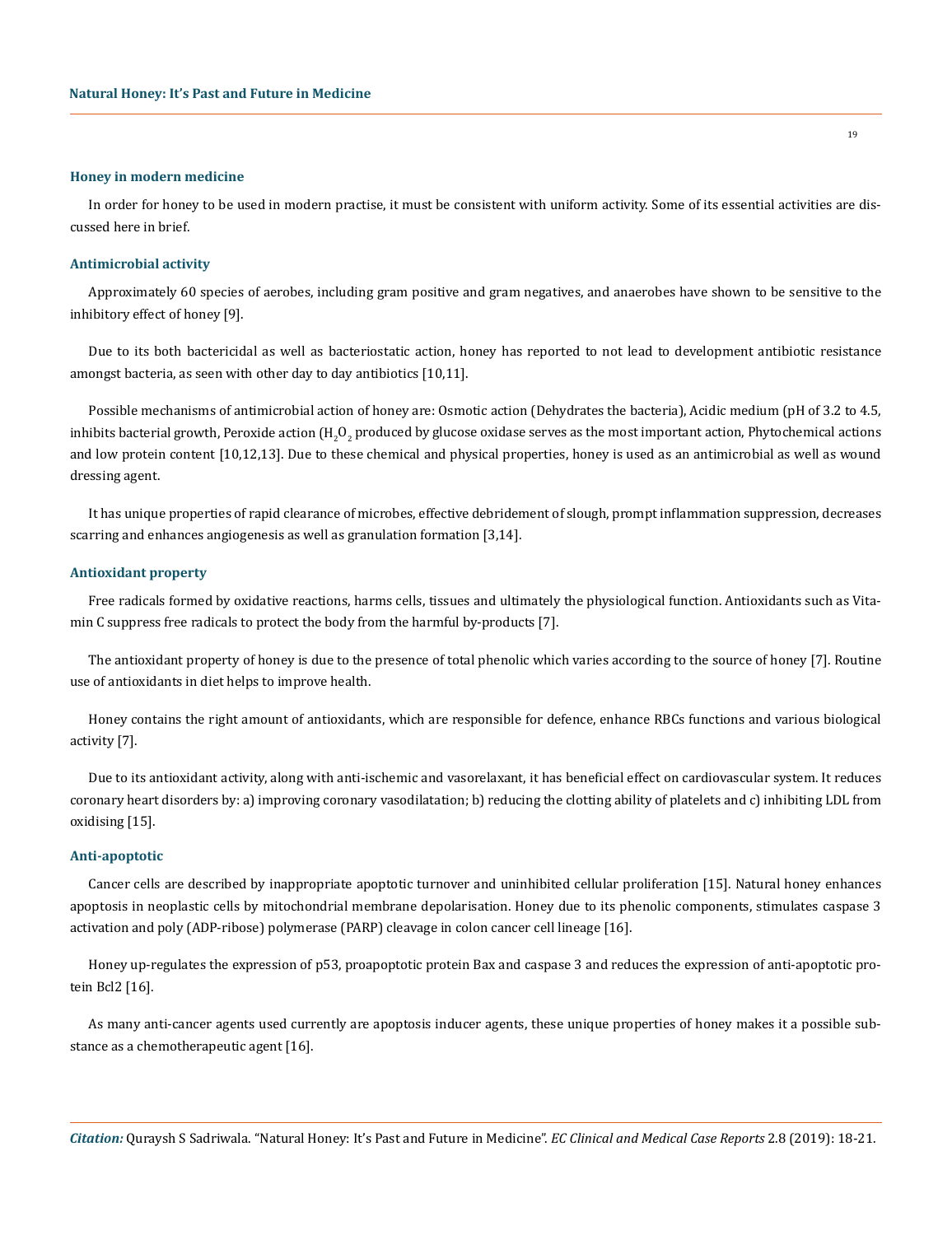## Honey in modern medicine

In order for honey to be used in modern practise, it must be consistent with uniform activity. Some of its essential activities are discussed here in brief.

## Antimicrobial activity

Approximately 60 species of aerobes, including gram positive and gram negatives, and anaerobes have shown to be sensitive to the inhibitory effect of honey [9].

Due to its both bactericidal as well as bacteriostatic action, honey has reported to not lead to development antibiotic resistance amongst bacteria, as seen with other day to day antibiotics [10,11].

Possible mechanisms of antimicrobial action of honey are: Osmotic action (Dehydrates the bacteria), Acidic medium (pH of 3.2 to 4.5, inhibits bacterial growth, Peroxide action ($H_2O_2$ produced by glucose oxidase serves as the most important action, Phytochemical actions and low protein content [10,12,13]. Due to these chemical and physical properties, honey is used as an antimicrobial as well as wound dressing agent.

It has unique properties of rapid clearance of microbes, effective debridement of slough, prompt inflammation suppression, decreases scarring and enhances angiogenesis as well as granulation formation [3,14].

## Antioxidant property

Free radicals formed by oxidative reactions, harms cells, tissues and ultimately the physiological function. Antioxidants such as Vitamin C suppress free radicals to protect the body from the harmful by-products [7].

The antioxidant property of honey is due to the presence of total phenolic which varies according to the source of honey [7]. Routine use of antioxidants in diet helps to improve health.

Honey contains the right amount of antioxidants, which are responsible for defence, enhance RBCs functions and various biological activity [7].

Due to its antioxidant activity, along with anti-ischemic and vasorelaxant, it has beneficial effect on cardiovascular system. It reduces coronary heart disorders by: a) improving coronary vasodilatation; b) reducing the clotting ability of platelets and c) inhibiting LDL from oxidising [15].

## Anti-apoptotic

Cancer cells are described by inappropriate apoptotic turnover and uninhibited cellular proliferation [15]. Natural honey enhances apoptosis in neoplastic cells by mitochondrial membrane depolarisation. Honey due to its phenolic components, stimulates caspase 3 activation and poly (ADP-ribose) polymerase (PARP) cleavage in colon cancer cell lineage [16].

Honey up-regulates the expression of p53, proapoptotic protein Bax and caspase 3 and reduces the expression of anti-apoptotic protein Bcl2 [16].

As many anti-cancer agents used currently are apoptosis inducer agents, these unique properties of honey makes it a possible substance as a chemotherapeutic agent [16].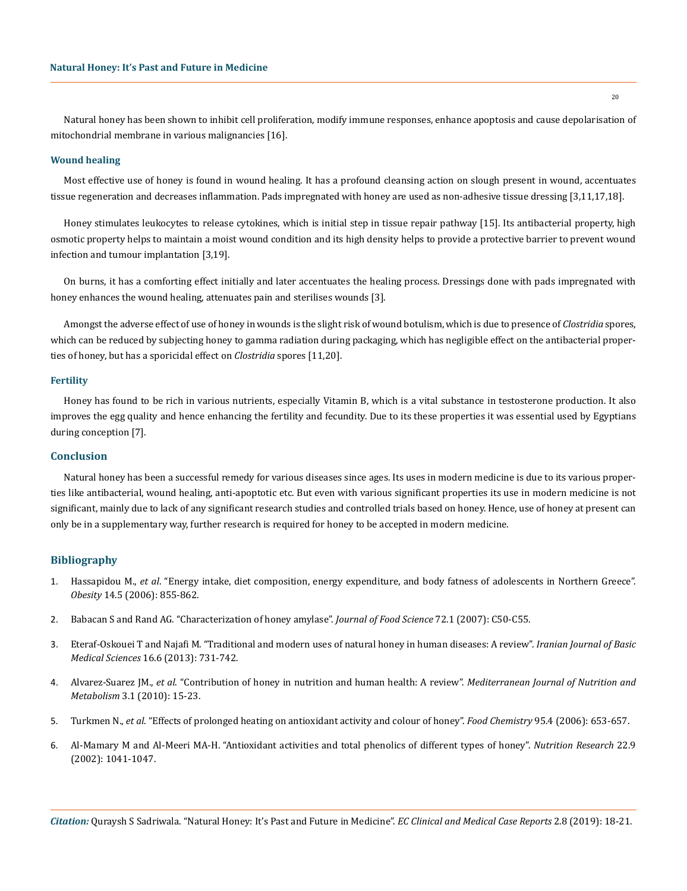Natural honey has been shown to inhibit cell proliferation, modify immune responses, enhance apoptosis and cause depolarisation of mitochondrial membrane in various malignancies [16].

### Wound healing

Most effective use of honey is found in wound healing. It has a profound cleansing action on slough present in wound, accentuates tissue regeneration and decreases inflammation. Pads impregnated with honey are used as non-adhesive tissue dressing [3,11,17,18].

Honey stimulates leukocytes to release cytokines, which is initial step in tissue repair pathway [15]. Its antibacterial property, high osmotic property helps to maintain a moist wound condition and its high density helps to provide a protective barrier to prevent wound infection and tumour implantation [3,19].

On burns, it has a comforting effect initially and later accentuates the healing process. Dressings done with pads impregnated with honey enhances the wound healing, attenuates pain and sterilises wounds [3].

Amongst the adverse effect of use of honey in wounds is the slight risk of wound botulism, which is due to presence of *Clostridia* spores, which can be reduced by subjecting honey to gamma radiation during packaging, which has negligible effect on the antibacterial properties of honey, but has a sporicidal effect on *Clostridia* spores [11,20].

### Fertility

Honey has found to be rich in various nutrients, especially Vitamin B, which is a vital substance in testosterone production. It also improves the egg quality and hence enhancing the fertility and fecundity. Due to its these properties it was essential used by Egyptians during conception [7].

## Conclusion

Natural honey has been a successful remedy for various diseases since ages. Its uses in modern medicine is due to its various properties like antibacterial, wound healing, anti-apoptotic etc. But even with various significant properties its use in modern medicine is not significant, mainly due to lack of any significant research studies and controlled trials based on honey. Hence, use of honey at present can only be in a supplementary way, further research is required for honey to be accepted in modern medicine.

## Bibliography

1. Hassapidou M., *et al*. "Energy intake, diet composition, energy expenditure, and body fatness of adolescents in Northern Greece". *Obesity* 14.5 (2006): 855-862.
2. Babacan S and Rand AG. "Characterization of honey amylase". *Journal of Food Science* 72.1 (2007): C50-C55.
3. Eteraf-Oskouei T and Najafi M. "Traditional and modern uses of natural honey in human diseases: A review". *Iranian Journal of Basic Medical Sciences* 16.6 (2013): 731-742.
4. Alvarez-Suarez JM., *et al*. "Contribution of honey in nutrition and human health: A review". *Mediterranean Journal of Nutrition and Metabolism* 3.1 (2010): 15-23.
5. Turkmen N., *et al*. "Effects of prolonged heating on antioxidant activity and colour of honey". *Food Chemistry* 95.4 (2006): 653-657.
6. Al-Mamary M and Al-Meeri MA-H. "Antioxidant activities and total phenolics of different types of honey". *Nutrition Research* 22.9 (2002): 1041-1047.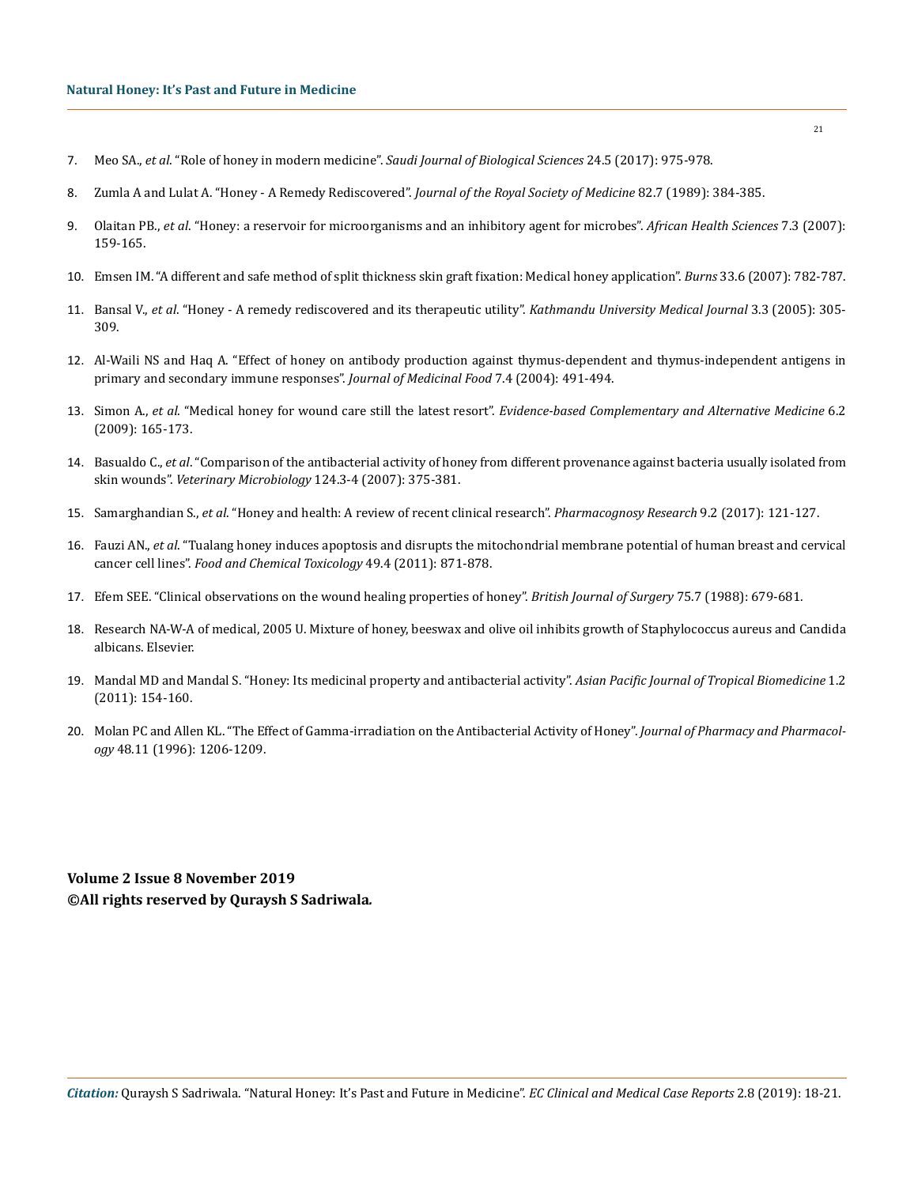7. Meo SA., *et al*. "Role of honey in modern medicine". *Saudi Journal of Biological Sciences* 24.5 (2017): 975-978.

8. Zumla A and Lulat A. "Honey - A Remedy Rediscovered". *Journal of the Royal Society of Medicine* 82.7 (1989): 384-385.

9. Olaitan PB., *et al*. "Honey: a reservoir for microorganisms and an inhibitory agent for microbes". *African Health Sciences* 7.3 (2007): 159-165.

10. Emsen IM. "A different and safe method of split thickness skin graft fixation: Medical honey application". *Burns* 33.6 (2007): 782-787.

11. Bansal V., *et al*. "Honey - A remedy rediscovered and its therapeutic utility". *Kathmandu University Medical Journal* 3.3 (2005): 305-309.

12. Al-Waili NS and Haq A. "Effect of honey on antibody production against thymus-dependent and thymus-independent antigens in primary and secondary immune responses". *Journal of Medicinal Food* 7.4 (2004): 491-494.

13. Simon A., *et al*. "Medical honey for wound care still the latest resort". *Evidence-based Complementary and Alternative Medicine* 6.2 (2009): 165-173.

14. Basualdo C., *et al*. "Comparison of the antibacterial activity of honey from different provenance against bacteria usually isolated from skin wounds". *Veterinary Microbiology* 124.3-4 (2007): 375-381.

15. Samarghandian S., *et al*. "Honey and health: A review of recent clinical research". *Pharmacognosy Research* 9.2 (2017): 121-127.

16. Fauzi AN., *et al*. "Tualang honey induces apoptosis and disrupts the mitochondrial membrane potential of human breast and cervical cancer cell lines". *Food and Chemical Toxicology* 49.4 (2011): 871-878.

17. Efem SEE. "Clinical observations on the wound healing properties of honey". *British Journal of Surgery* 75.7 (1988): 679-681.

18. Research NA-W-A of medical, 2005 U. Mixture of honey, beeswax and olive oil inhibits growth of Staphylococcus aureus and Candida albicans. Elsevier.

19. Mandal MD and Mandal S. "Honey: Its medicinal property and antibacterial activity". *Asian Pacific Journal of Tropical Biomedicine* 1.2 (2011): 154-160.

20. Molan PC and Allen KL. "The Effect of Gamma-irradiation on the Antibacterial Activity of Honey". *Journal of Pharmacy and Pharmacology* 48.11 (1996): 1206-1209.

**Volume 2 Issue 8 November 2019**
**©All rights reserved by Quraysh S Sadriwala.**